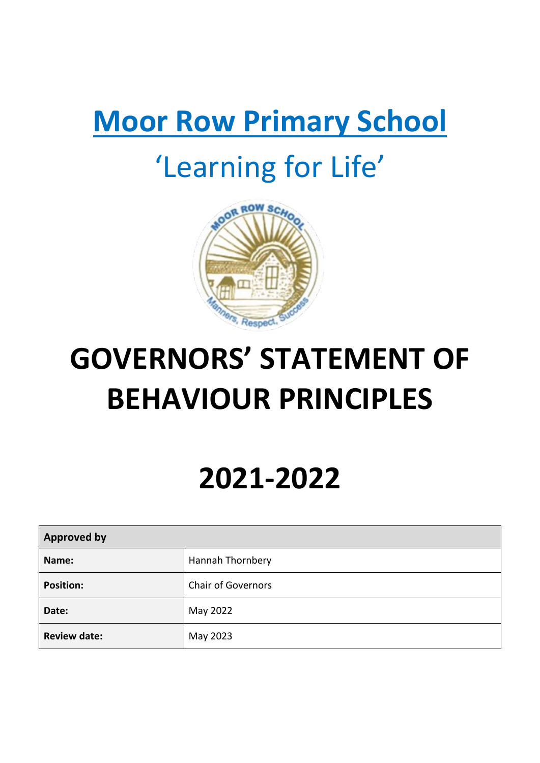# Moor Row Primary School

## 'Learning for Life'

# GOVERNORS' STATEMENT OF BEHAVIOUR PRINCIPLES

# 2021-2022

| Approved by | |
|---|---|
| **Name:** | Hannah Thornbery |
| **Position:** | Chair of Governors |
| **Date:** | May 2022 |
| **Review date:** | May 2023 |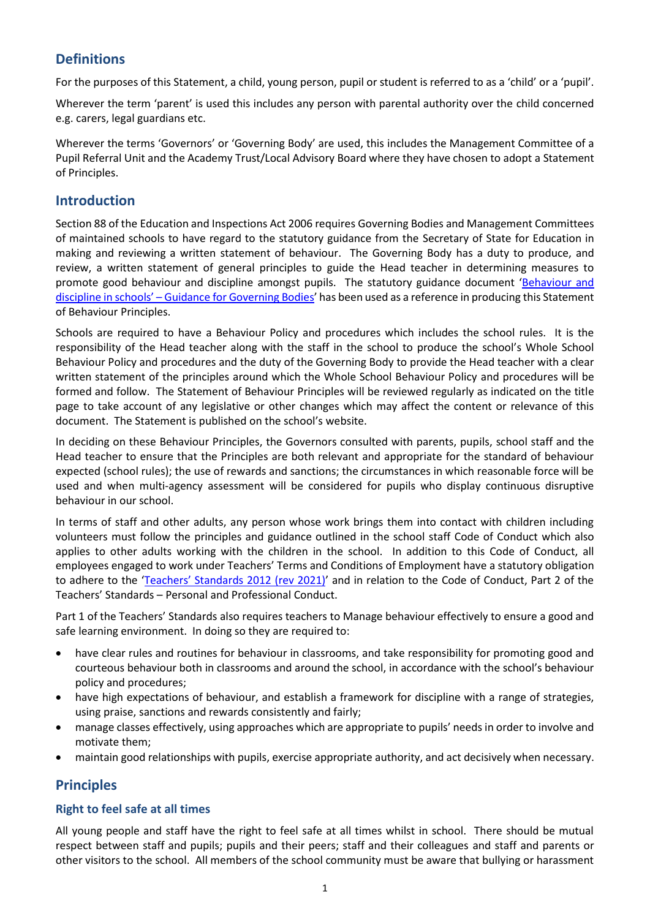## Definitions

For the purposes of this Statement, a child, young person, pupil or student is referred to as a 'child' or a 'pupil'.

Wherever the term 'parent' is used this includes any person with parental authority over the child concerned e.g. carers, legal guardians etc.

Wherever the terms 'Governors' or 'Governing Body' are used, this includes the Management Committee of a Pupil Referral Unit and the Academy Trust/Local Advisory Board where they have chosen to adopt a Statement of Principles.

## Introduction

Section 88 of the Education and Inspections Act 2006 requires Governing Bodies and Management Committees of maintained schools to have regard to the statutory guidance from the Secretary of State for Education in making and reviewing a written statement of behaviour. The Governing Body has a duty to produce, and review, a written statement of general principles to guide the Head teacher in determining measures to promote good behaviour and discipline amongst pupils. The statutory guidance document '[Behaviour and discipline in schools' – Guidance for Governing Bodies]' has been used as a reference in producing this Statement of Behaviour Principles.

Schools are required to have a Behaviour Policy and procedures which includes the school rules. It is the responsibility of the Head teacher along with the staff in the school to produce the school's Whole School Behaviour Policy and procedures and the duty of the Governing Body to provide the Head teacher with a clear written statement of the principles around which the Whole School Behaviour Policy and procedures will be formed and follow. The Statement of Behaviour Principles will be reviewed regularly as indicated on the title page to take account of any legislative or other changes which may affect the content or relevance of this document. The Statement is published on the school's website.

In deciding on these Behaviour Principles, the Governors consulted with parents, pupils, school staff and the Head teacher to ensure that the Principles are both relevant and appropriate for the standard of behaviour expected (school rules); the use of rewards and sanctions; the circumstances in which reasonable force will be used and when multi-agency assessment will be considered for pupils who display continuous disruptive behaviour in our school.

In terms of staff and other adults, any person whose work brings them into contact with children including volunteers must follow the principles and guidance outlined in the school staff Code of Conduct which also applies to other adults working with the children in the school. In addition to this Code of Conduct, all employees engaged to work under Teachers' Terms and Conditions of Employment have a statutory obligation to adhere to the '[Teachers' Standards 2012 (rev 2021)]' and in relation to the Code of Conduct, Part 2 of the Teachers' Standards – Personal and Professional Conduct.

Part 1 of the Teachers' Standards also requires teachers to Manage behaviour effectively to ensure a good and safe learning environment. In doing so they are required to:

- have clear rules and routines for behaviour in classrooms, and take responsibility for promoting good and courteous behaviour both in classrooms and around the school, in accordance with the school's behaviour policy and procedures;
- have high expectations of behaviour, and establish a framework for discipline with a range of strategies, using praise, sanctions and rewards consistently and fairly;
- manage classes effectively, using approaches which are appropriate to pupils' needs in order to involve and motivate them;
- maintain good relationships with pupils, exercise appropriate authority, and act decisively when necessary.

## Principles

### Right to feel safe at all times

All young people and staff have the right to feel safe at all times whilst in school. There should be mutual respect between staff and pupils; pupils and their peers; staff and their colleagues and staff and parents or other visitors to the school. All members of the school community must be aware that bullying or harassment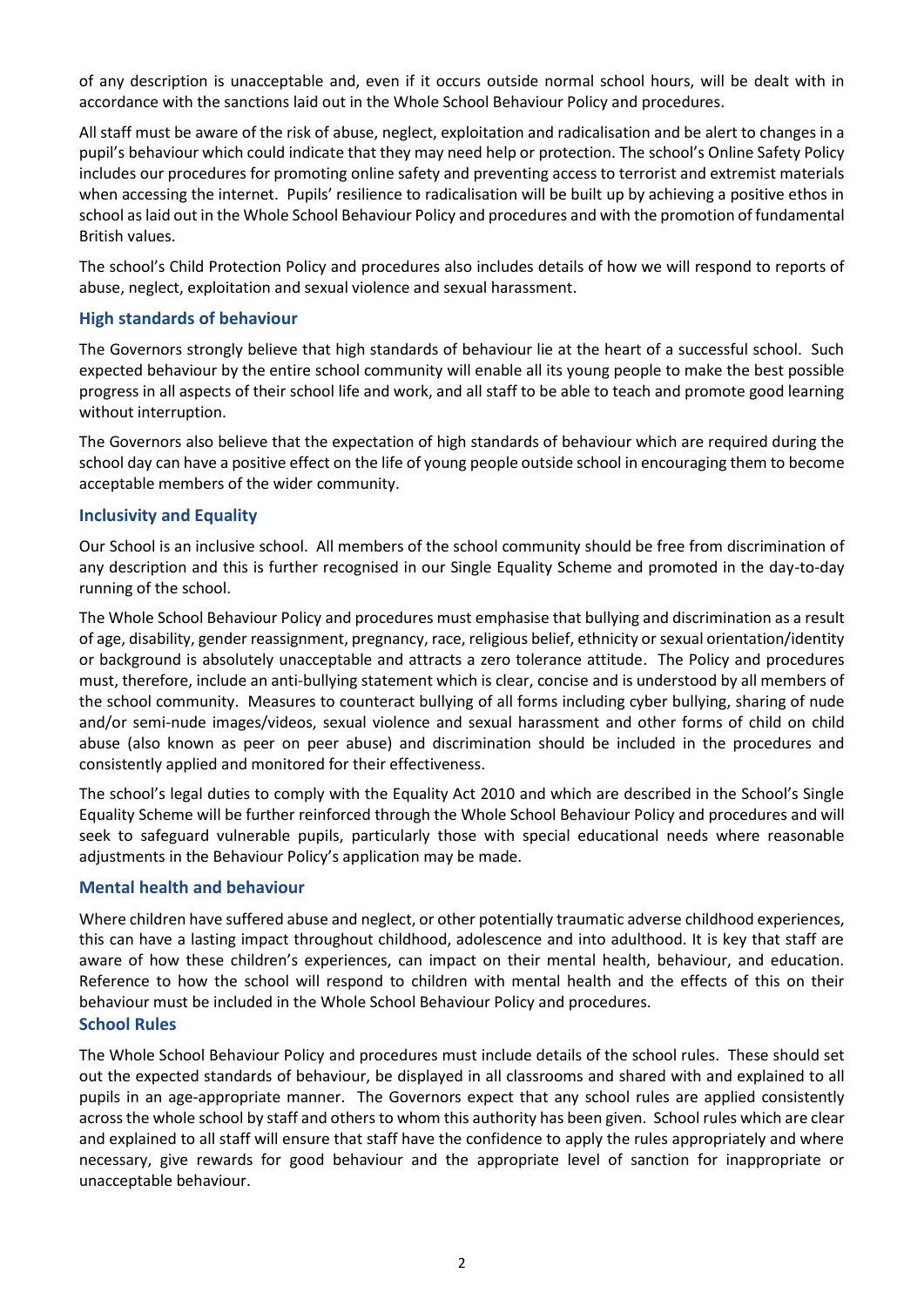of any description is unacceptable and, even if it occurs outside normal school hours, will be dealt with in accordance with the sanctions laid out in the Whole School Behaviour Policy and procedures.

All staff must be aware of the risk of abuse, neglect, exploitation and radicalisation and be alert to changes in a pupil's behaviour which could indicate that they may need help or protection. The school's Online Safety Policy includes our procedures for promoting online safety and preventing access to terrorist and extremist materials when accessing the internet. Pupils' resilience to radicalisation will be built up by achieving a positive ethos in school as laid out in the Whole School Behaviour Policy and procedures and with the promotion of fundamental British values.

The school's Child Protection Policy and procedures also includes details of how we will respond to reports of abuse, neglect, exploitation and sexual violence and sexual harassment.

## High standards of behaviour

The Governors strongly believe that high standards of behaviour lie at the heart of a successful school. Such expected behaviour by the entire school community will enable all its young people to make the best possible progress in all aspects of their school life and work, and all staff to be able to teach and promote good learning without interruption.

The Governors also believe that the expectation of high standards of behaviour which are required during the school day can have a positive effect on the life of young people outside school in encouraging them to become acceptable members of the wider community.

## Inclusivity and Equality

Our School is an inclusive school. All members of the school community should be free from discrimination of any description and this is further recognised in our Single Equality Scheme and promoted in the day-to-day running of the school.

The Whole School Behaviour Policy and procedures must emphasise that bullying and discrimination as a result of age, disability, gender reassignment, pregnancy, race, religious belief, ethnicity or sexual orientation/identity or background is absolutely unacceptable and attracts a zero tolerance attitude. The Policy and procedures must, therefore, include an anti-bullying statement which is clear, concise and is understood by all members of the school community. Measures to counteract bullying of all forms including cyber bullying, sharing of nude and/or semi-nude images/videos, sexual violence and sexual harassment and other forms of child on child abuse (also known as peer on peer abuse) and discrimination should be included in the procedures and consistently applied and monitored for their effectiveness.

The school's legal duties to comply with the Equality Act 2010 and which are described in the School's Single Equality Scheme will be further reinforced through the Whole School Behaviour Policy and procedures and will seek to safeguard vulnerable pupils, particularly those with special educational needs where reasonable adjustments in the Behaviour Policy's application may be made.

## Mental health and behaviour

Where children have suffered abuse and neglect, or other potentially traumatic adverse childhood experiences, this can have a lasting impact throughout childhood, adolescence and into adulthood. It is key that staff are aware of how these children's experiences, can impact on their mental health, behaviour, and education. Reference to how the school will respond to children with mental health and the effects of this on their behaviour must be included in the Whole School Behaviour Policy and procedures.

## School Rules

The Whole School Behaviour Policy and procedures must include details of the school rules. These should set out the expected standards of behaviour, be displayed in all classrooms and shared with and explained to all pupils in an age-appropriate manner. The Governors expect that any school rules are applied consistently across the whole school by staff and others to whom this authority has been given. School rules which are clear and explained to all staff will ensure that staff have the confidence to apply the rules appropriately and where necessary, give rewards for good behaviour and the appropriate level of sanction for inappropriate or unacceptable behaviour.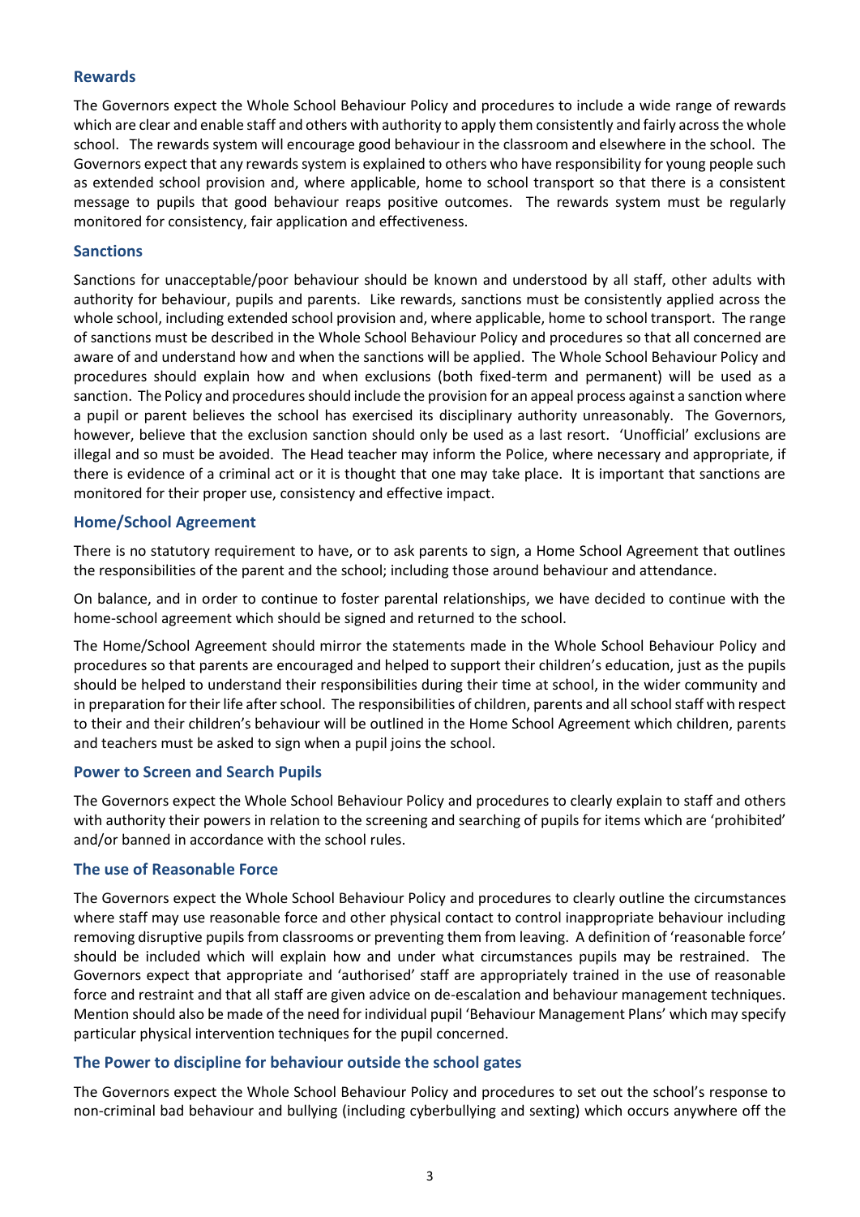## Rewards

The Governors expect the Whole School Behaviour Policy and procedures to include a wide range of rewards which are clear and enable staff and others with authority to apply them consistently and fairly across the whole school. The rewards system will encourage good behaviour in the classroom and elsewhere in the school. The Governors expect that any rewards system is explained to others who have responsibility for young people such as extended school provision and, where applicable, home to school transport so that there is a consistent message to pupils that good behaviour reaps positive outcomes. The rewards system must be regularly monitored for consistency, fair application and effectiveness.

## Sanctions

Sanctions for unacceptable/poor behaviour should be known and understood by all staff, other adults with authority for behaviour, pupils and parents. Like rewards, sanctions must be consistently applied across the whole school, including extended school provision and, where applicable, home to school transport. The range of sanctions must be described in the Whole School Behaviour Policy and procedures so that all concerned are aware of and understand how and when the sanctions will be applied. The Whole School Behaviour Policy and procedures should explain how and when exclusions (both fixed-term and permanent) will be used as a sanction. The Policy and procedures should include the provision for an appeal process against a sanction where a pupil or parent believes the school has exercised its disciplinary authority unreasonably. The Governors, however, believe that the exclusion sanction should only be used as a last resort. 'Unofficial' exclusions are illegal and so must be avoided. The Head teacher may inform the Police, where necessary and appropriate, if there is evidence of a criminal act or it is thought that one may take place. It is important that sanctions are monitored for their proper use, consistency and effective impact.

## Home/School Agreement

There is no statutory requirement to have, or to ask parents to sign, a Home School Agreement that outlines the responsibilities of the parent and the school; including those around behaviour and attendance.

On balance, and in order to continue to foster parental relationships, we have decided to continue with the home-school agreement which should be signed and returned to the school.

The Home/School Agreement should mirror the statements made in the Whole School Behaviour Policy and procedures so that parents are encouraged and helped to support their children's education, just as the pupils should be helped to understand their responsibilities during their time at school, in the wider community and in preparation for their life after school. The responsibilities of children, parents and all school staff with respect to their and their children's behaviour will be outlined in the Home School Agreement which children, parents and teachers must be asked to sign when a pupil joins the school.

## Power to Screen and Search Pupils

The Governors expect the Whole School Behaviour Policy and procedures to clearly explain to staff and others with authority their powers in relation to the screening and searching of pupils for items which are 'prohibited' and/or banned in accordance with the school rules.

## The use of Reasonable Force

The Governors expect the Whole School Behaviour Policy and procedures to clearly outline the circumstances where staff may use reasonable force and other physical contact to control inappropriate behaviour including removing disruptive pupils from classrooms or preventing them from leaving. A definition of 'reasonable force' should be included which will explain how and under what circumstances pupils may be restrained. The Governors expect that appropriate and 'authorised' staff are appropriately trained in the use of reasonable force and restraint and that all staff are given advice on de-escalation and behaviour management techniques. Mention should also be made of the need for individual pupil 'Behaviour Management Plans' which may specify particular physical intervention techniques for the pupil concerned.

## The Power to discipline for behaviour outside the school gates

The Governors expect the Whole School Behaviour Policy and procedures to set out the school's response to non-criminal bad behaviour and bullying (including cyberbullying and sexting) which occurs anywhere off the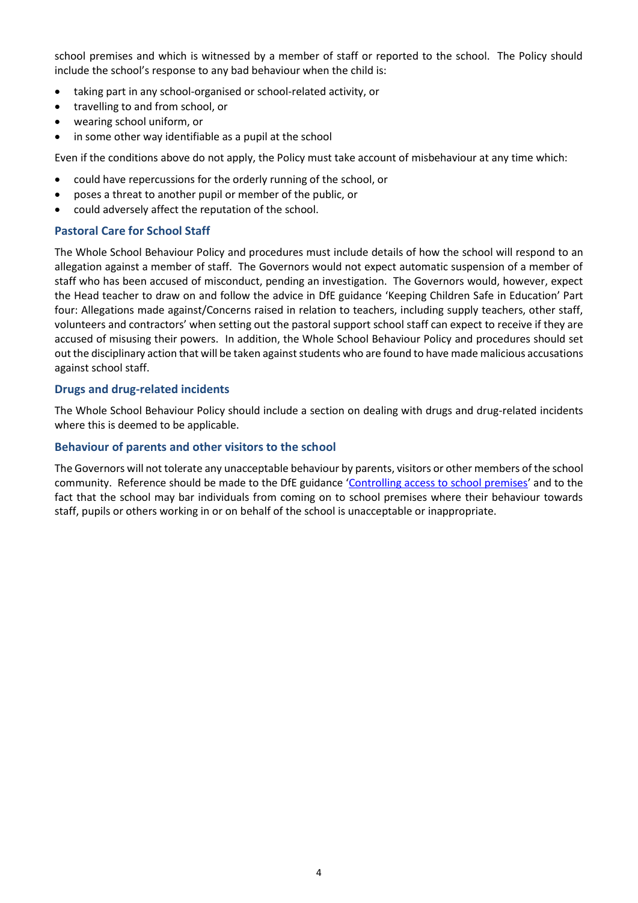school premises and which is witnessed by a member of staff or reported to the school. The Policy should include the school's response to any bad behaviour when the child is:

- taking part in any school-organised or school-related activity, or
- travelling to and from school, or
- wearing school uniform, or
- in some other way identifiable as a pupil at the school

Even if the conditions above do not apply, the Policy must take account of misbehaviour at any time which:

- could have repercussions for the orderly running of the school, or
- poses a threat to another pupil or member of the public, or
- could adversely affect the reputation of the school.

### Pastoral Care for School Staff

The Whole School Behaviour Policy and procedures must include details of how the school will respond to an allegation against a member of staff. The Governors would not expect automatic suspension of a member of staff who has been accused of misconduct, pending an investigation. The Governors would, however, expect the Head teacher to draw on and follow the advice in DfE guidance 'Keeping Children Safe in Education' Part four: Allegations made against/Concerns raised in relation to teachers, including supply teachers, other staff, volunteers and contractors' when setting out the pastoral support school staff can expect to receive if they are accused of misusing their powers. In addition, the Whole School Behaviour Policy and procedures should set out the disciplinary action that will be taken against students who are found to have made malicious accusations against school staff.

### Drugs and drug-related incidents

The Whole School Behaviour Policy should include a section on dealing with drugs and drug-related incidents where this is deemed to be applicable.

### Behaviour of parents and other visitors to the school

The Governors will not tolerate any unacceptable behaviour by parents, visitors or other members of the school community. Reference should be made to the DfE guidance 'Controlling access to school premises' and to the fact that the school may bar individuals from coming on to school premises where their behaviour towards staff, pupils or others working in or on behalf of the school is unacceptable or inappropriate.